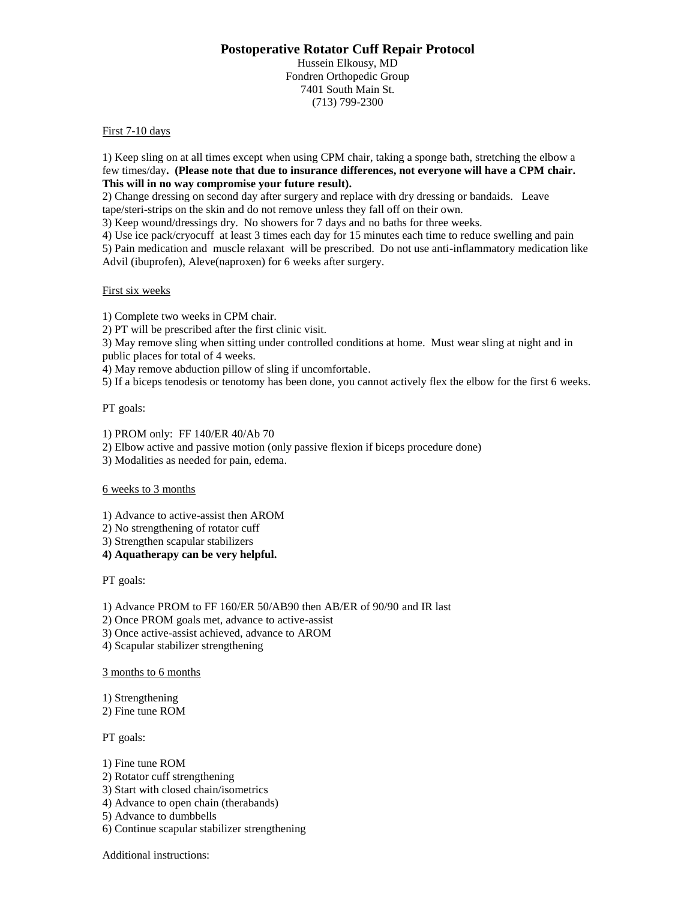# Postoperative Rotator Cuff Repair Protocol

Hussein Elkousy, MD
Fondren Orthopedic Group
7401 South Main St.
(713) 799-2300

First 7-10 days

1) Keep sling on at all times except when using CPM chair, taking a sponge bath, stretching the elbow a few times/day**. (Please note that due to insurance differences, not everyone will have a CPM chair. This will in no way compromise your future result).**
2) Change dressing on second day after surgery and replace with dry dressing or bandaids. Leave tape/steri-strips on the skin and do not remove unless they fall off on their own.
3) Keep wound/dressings dry. No showers for 7 days and no baths for three weeks.
4) Use ice pack/cryocuff at least 3 times each day for 15 minutes each time to reduce swelling and pain
5) Pain medication and muscle relaxant will be prescribed. Do not use anti-inflammatory medication like Advil (ibuprofen), Aleve(naproxen) for 6 weeks after surgery.

First six weeks

1) Complete two weeks in CPM chair.
2) PT will be prescribed after the first clinic visit.
3) May remove sling when sitting under controlled conditions at home. Must wear sling at night and in public places for total of 4 weeks.
4) May remove abduction pillow of sling if uncomfortable.
5) If a biceps tenodesis or tenotomy has been done, you cannot actively flex the elbow for the first 6 weeks.

PT goals:

1) PROM only: FF 140/ER 40/Ab 70
2) Elbow active and passive motion (only passive flexion if biceps procedure done)
3) Modalities as needed for pain, edema.

6 weeks to 3 months

1) Advance to active-assist then AROM
2) No strengthening of rotator cuff
3) Strengthen scapular stabilizers
**4) Aquatherapy can be very helpful.**

PT goals:

1) Advance PROM to FF 160/ER 50/AB90 then AB/ER of 90/90 and IR last
2) Once PROM goals met, advance to active-assist
3) Once active-assist achieved, advance to AROM
4) Scapular stabilizer strengthening

3 months to 6 months

1) Strengthening
2) Fine tune ROM

PT goals:

1) Fine tune ROM
2) Rotator cuff strengthening
3) Start with closed chain/isometrics
4) Advance to open chain (therabands)
5) Advance to dumbbells
6) Continue scapular stabilizer strengthening

Additional instructions: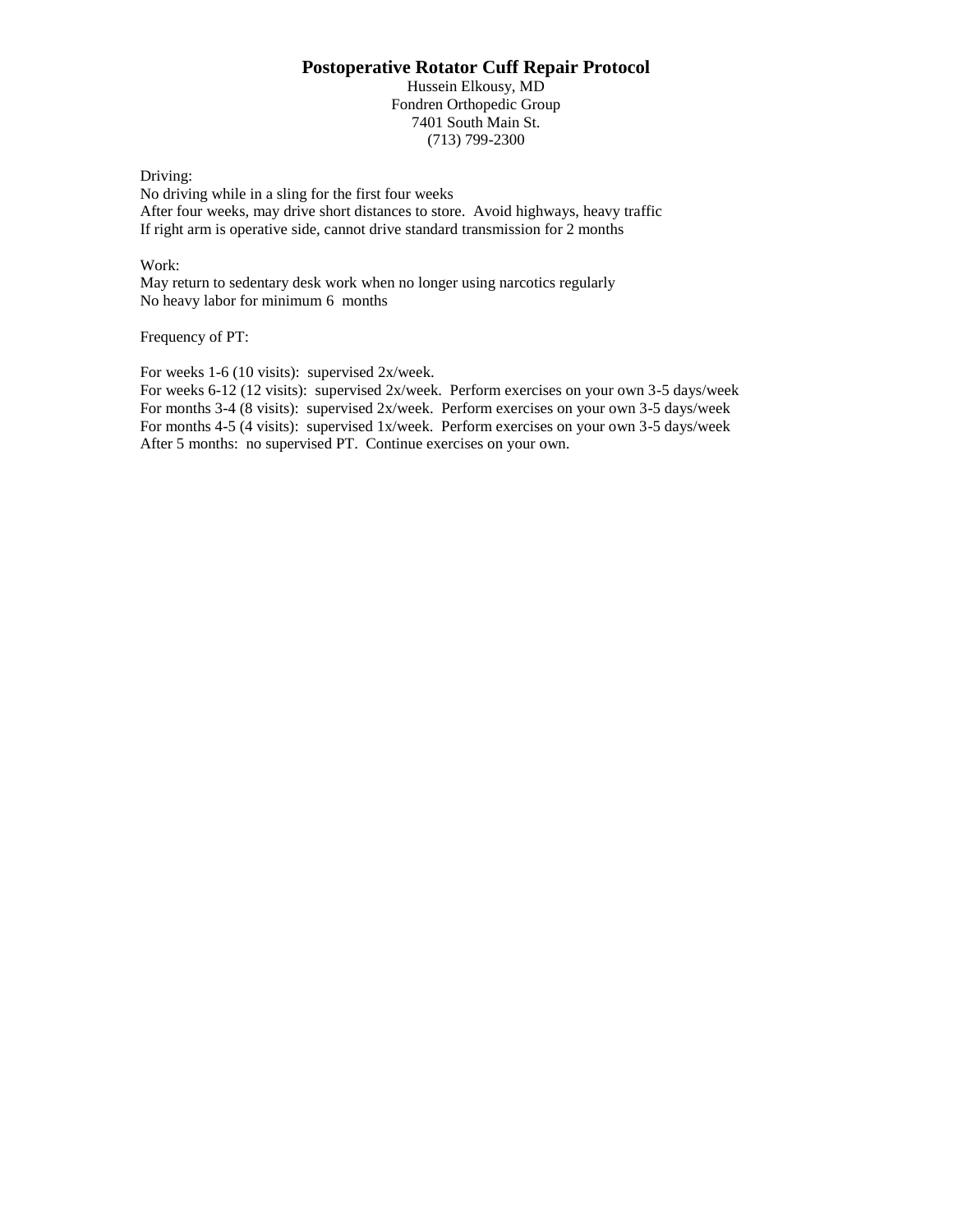# Postoperative Rotator Cuff Repair Protocol

Hussein Elkousy, MD
Fondren Orthopedic Group
7401 South Main St.
(713) 799-2300

Driving:
No driving while in a sling for the first four weeks
After four weeks, may drive short distances to store. Avoid highways, heavy traffic
If right arm is operative side, cannot drive standard transmission for 2 months

Work:
May return to sedentary desk work when no longer using narcotics regularly
No heavy labor for minimum 6 months

Frequency of PT:

For weeks 1-6 (10 visits): supervised 2x/week.
For weeks 6-12 (12 visits): supervised 2x/week. Perform exercises on your own 3-5 days/week
For months 3-4 (8 visits): supervised 2x/week. Perform exercises on your own 3-5 days/week
For months 4-5 (4 visits): supervised 1x/week. Perform exercises on your own 3-5 days/week
After 5 months: no supervised PT. Continue exercises on your own.